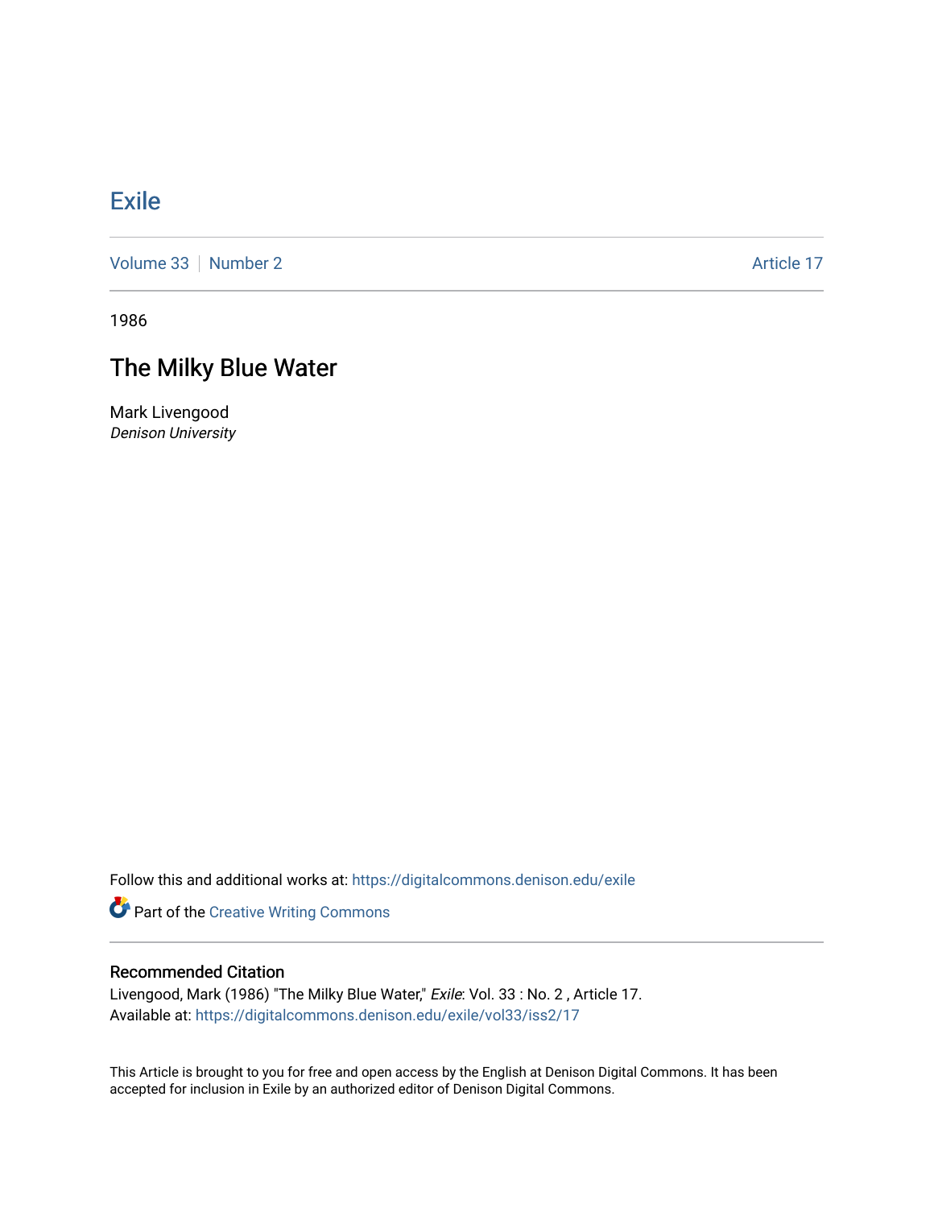# Exile

Volume 33 | Number 2 Article 17

1986

## The Milky Blue Water

Mark Livengood
*Denison University*

Follow this and additional works at: https://digitalcommons.denison.edu/exile

Part of the Creative Writing Commons

### Recommended Citation

Livengood, Mark (1986) "The Milky Blue Water," *Exile*: Vol. 33 : No. 2 , Article 17.
Available at: https://digitalcommons.denison.edu/exile/vol33/iss2/17

This Article is brought to you for free and open access by the English at Denison Digital Commons. It has been accepted for inclusion in Exile by an authorized editor of Denison Digital Commons.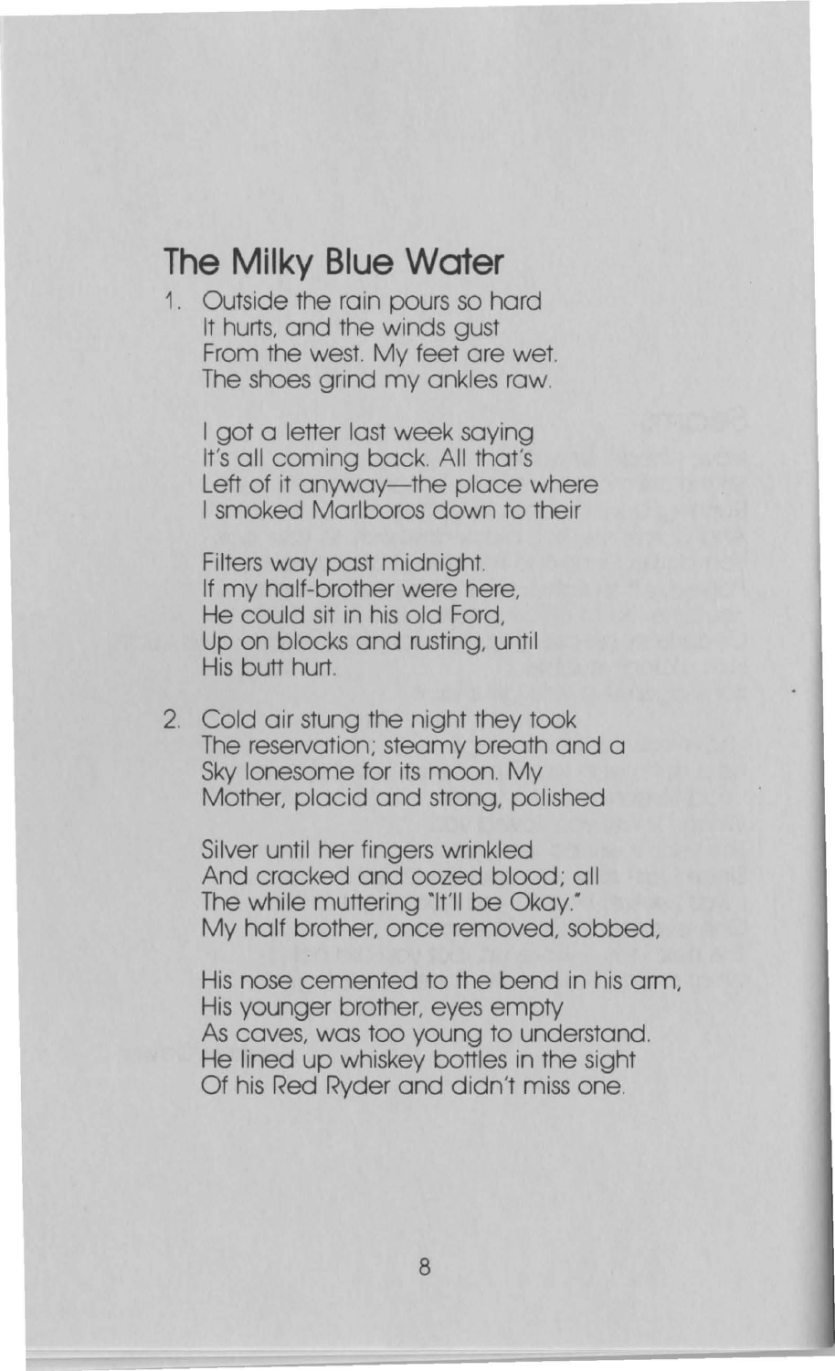## The Milky Blue Water

1. Outside the rain pours so hard  
   It hurts, and the winds gust  
   From the west. My feet are wet.  
   The shoes grind my ankles raw.

   I got a letter last week saying  
   It's all coming back. All that's  
   Left of it anyway—the place where  
   I smoked Marlboros down to their

   Filters way past midnight.  
   If my half-brother were here,  
   He could sit in his old Ford,  
   Up on blocks and rusting, until  
   His butt hurt.

2. Cold air stung the night they took  
   The reservation; steamy breath and a  
   Sky lonesome for its moon. My  
   Mother, placid and strong, polished

   Silver until her fingers wrinkled  
   And cracked and oozed blood; all  
   The while muttering "It'll be Okay."  
   My half brother, once removed, sobbed,

   His nose cemented to the bend in his arm,  
   His younger brother, eyes empty  
   As caves, was too young to understand.  
   He lined up whiskey bottles in the sight  
   Of his Red Ryder and didn't miss one.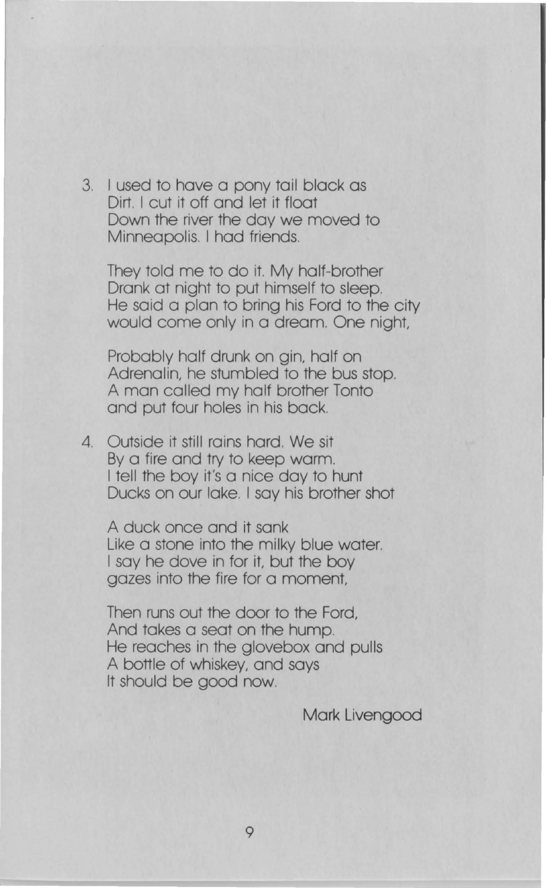3. I used to have a pony tail black as  
   Dirt. I cut it off and let it float  
   Down the river the day we moved to  
   Minneapolis. I had friends.

   They told me to do it. My half-brother  
   Drank at night to put himself to sleep.  
   He said a plan to bring his Ford to the city  
   would come only in a dream. One night,

   Probably half drunk on gin, half on  
   Adrenalin, he stumbled to the bus stop.  
   A man called my half brother Tonto  
   and put four holes in his back.

4. Outside it still rains hard. We sit  
   By a fire and try to keep warm.  
   I tell the boy it's a nice day to hunt  
   Ducks on our lake. I say his brother shot

   A duck once and it sank  
   Like a stone into the milky blue water.  
   I say he dove in for it, but the boy  
   gazes into the fire for a moment,

   Then runs out the door to the Ford,  
   And takes a seat on the hump.  
   He reaches in the glovebox and pulls  
   A bottle of whiskey, and says  
   It should be good now.

Mark Livengood